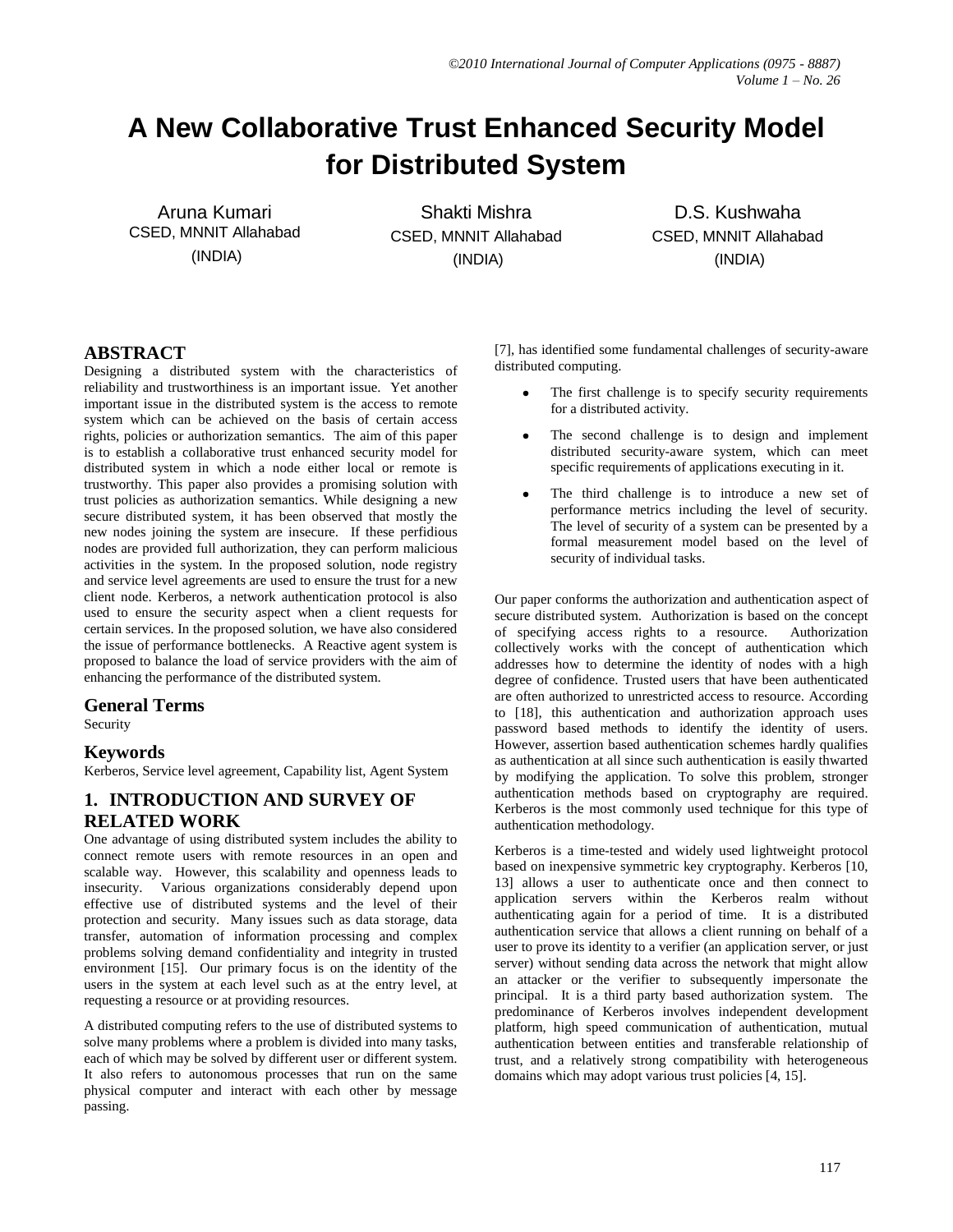# A New Collaborative Trust Enhanced Security Model for Distributed System

Aruna Kumari
CSED, MNNIT Allahabad
(INDIA)

Shakti Mishra
CSED, MNNIT Allahabad
(INDIA)

D.S. Kushwaha
CSED, MNNIT Allahabad
(INDIA)

## ABSTRACT

Designing a distributed system with the characteristics of reliability and trustworthiness is an important issue. Yet another important issue in the distributed system is the access to remote system which can be achieved on the basis of certain access rights, policies or authorization semantics. The aim of this paper is to establish a collaborative trust enhanced security model for distributed system in which a node either local or remote is trustworthy. This paper also provides a promising solution with trust policies as authorization semantics. While designing a new secure distributed system, it has been observed that mostly the new nodes joining the system are insecure. If these perfidious nodes are provided full authorization, they can perform malicious activities in the system. In the proposed solution, node registry and service level agreements are used to ensure the trust for a new client node. Kerberos, a network authentication protocol is also used to ensure the security aspect when a client requests for certain services. In the proposed solution, we have also considered the issue of performance bottlenecks. A Reactive agent system is proposed to balance the load of service providers with the aim of enhancing the performance of the distributed system.

## General Terms

Security

## Keywords

Kerberos, Service level agreement, Capability list, Agent System

## 1. INTRODUCTION AND SURVEY OF RELATED WORK

One advantage of using distributed system includes the ability to connect remote users with remote resources in an open and scalable way. However, this scalability and openness leads to insecurity. Various organizations considerably depend upon effective use of distributed systems and the level of their protection and security. Many issues such as data storage, data transfer, automation of information processing and complex problems solving demand confidentiality and integrity in trusted environment [15]. Our primary focus is on the identity of the users in the system at each level such as at the entry level, at requesting a resource or at providing resources.

A distributed computing refers to the use of distributed systems to solve many problems where a problem is divided into many tasks, each of which may be solved by different user or different system. It also refers to autonomous processes that run on the same physical computer and interact with each other by message passing.

[7], has identified some fundamental challenges of security-aware distributed computing.

- The first challenge is to specify security requirements for a distributed activity.
- The second challenge is to design and implement distributed security-aware system, which can meet specific requirements of applications executing in it.
- The third challenge is to introduce a new set of performance metrics including the level of security. The level of security of a system can be presented by a formal measurement model based on the level of security of individual tasks.

Our paper conforms the authorization and authentication aspect of secure distributed system. Authorization is based on the concept of specifying access rights to a resource. Authorization collectively works with the concept of authentication which addresses how to determine the identity of nodes with a high degree of confidence. Trusted users that have been authenticated are often authorized to unrestricted access to resource. According to [18], this authentication and authorization approach uses password based methods to identify the identity of users. However, assertion based authentication schemes hardly qualifies as authentication at all since such authentication is easily thwarted by modifying the application. To solve this problem, stronger authentication methods based on cryptography are required. Kerberos is the most commonly used technique for this type of authentication methodology.

Kerberos is a time-tested and widely used lightweight protocol based on inexpensive symmetric key cryptography. Kerberos [10, 13] allows a user to authenticate once and then connect to application servers within the Kerberos realm without authenticating again for a period of time. It is a distributed authentication service that allows a client running on behalf of a user to prove its identity to a verifier (an application server, or just server) without sending data across the network that might allow an attacker or the verifier to subsequently impersonate the principal. It is a third party based authorization system. The predominance of Kerberos involves independent development platform, high speed communication of authentication, mutual authentication between entities and transferable relationship of trust, and a relatively strong compatibility with heterogeneous domains which may adopt various trust policies [4, 15].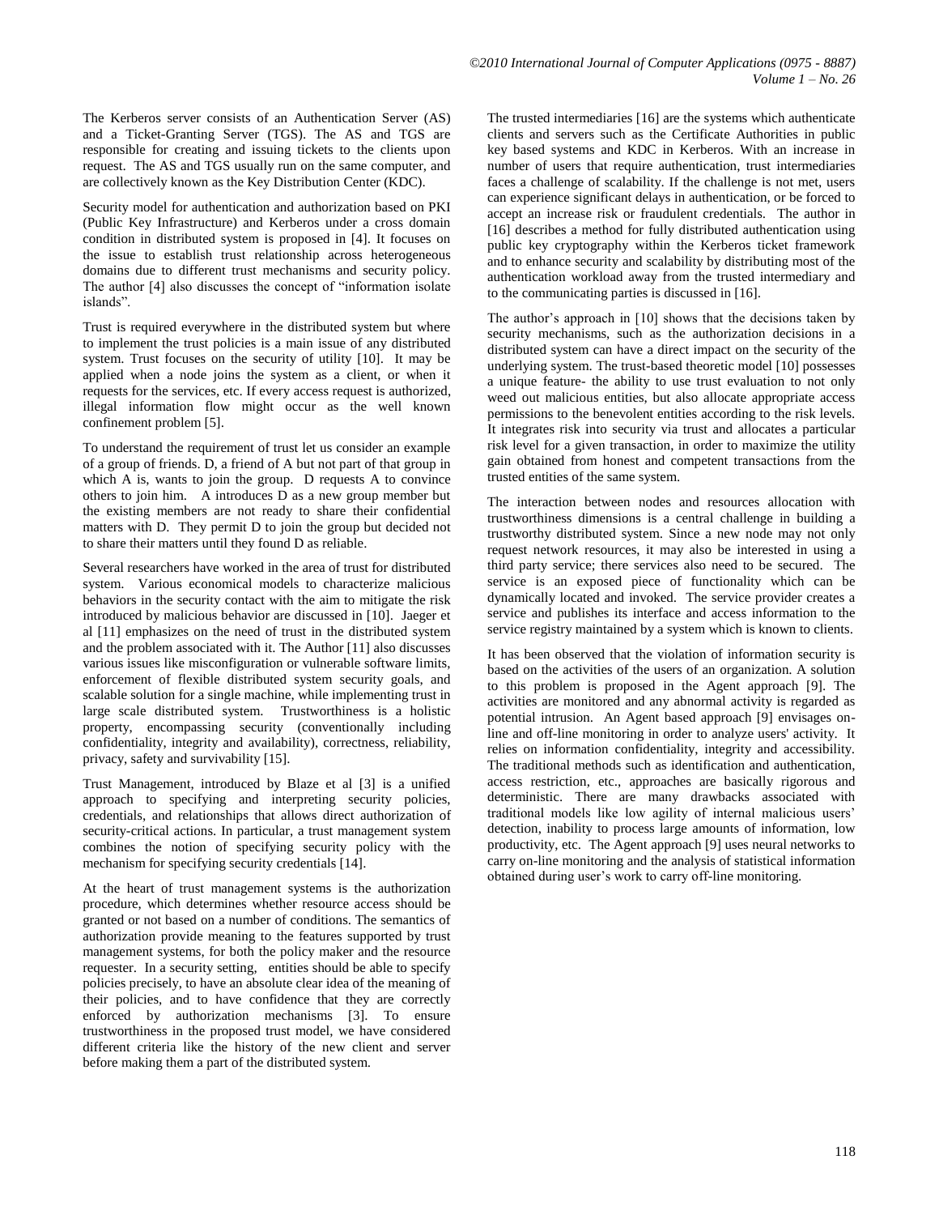The Kerberos server consists of an Authentication Server (AS) and a Ticket-Granting Server (TGS). The AS and TGS are responsible for creating and issuing tickets to the clients upon request. The AS and TGS usually run on the same computer, and are collectively known as the Key Distribution Center (KDC).

Security model for authentication and authorization based on PKI (Public Key Infrastructure) and Kerberos under a cross domain condition in distributed system is proposed in [4]. It focuses on the issue to establish trust relationship across heterogeneous domains due to different trust mechanisms and security policy. The author [4] also discusses the concept of "information isolate islands".

Trust is required everywhere in the distributed system but where to implement the trust policies is a main issue of any distributed system. Trust focuses on the security of utility [10]. It may be applied when a node joins the system as a client, or when it requests for the services, etc. If every access request is authorized, illegal information flow might occur as the well known confinement problem [5].

To understand the requirement of trust let us consider an example of a group of friends. D, a friend of A but not part of that group in which A is, wants to join the group. D requests A to convince others to join him. A introduces D as a new group member but the existing members are not ready to share their confidential matters with D. They permit D to join the group but decided not to share their matters until they found D as reliable.

Several researchers have worked in the area of trust for distributed system. Various economical models to characterize malicious behaviors in the security contact with the aim to mitigate the risk introduced by malicious behavior are discussed in [10]. Jaeger et al [11] emphasizes on the need of trust in the distributed system and the problem associated with it. The Author [11] also discusses various issues like misconfiguration or vulnerable software limits, enforcement of flexible distributed system security goals, and scalable solution for a single machine, while implementing trust in large scale distributed system. Trustworthiness is a holistic property, encompassing security (conventionally including confidentiality, integrity and availability), correctness, reliability, privacy, safety and survivability [15].

Trust Management, introduced by Blaze et al [3] is a unified approach to specifying and interpreting security policies, credentials, and relationships that allows direct authorization of security-critical actions. In particular, a trust management system combines the notion of specifying security policy with the mechanism for specifying security credentials [14].

At the heart of trust management systems is the authorization procedure, which determines whether resource access should be granted or not based on a number of conditions. The semantics of authorization provide meaning to the features supported by trust management systems, for both the policy maker and the resource requester. In a security setting, entities should be able to specify policies precisely, to have an absolute clear idea of the meaning of their policies, and to have confidence that they are correctly enforced by authorization mechanisms [3]. To ensure trustworthiness in the proposed trust model, we have considered different criteria like the history of the new client and server before making them a part of the distributed system.

The trusted intermediaries [16] are the systems which authenticate clients and servers such as the Certificate Authorities in public key based systems and KDC in Kerberos. With an increase in number of users that require authentication, trust intermediaries faces a challenge of scalability. If the challenge is not met, users can experience significant delays in authentication, or be forced to accept an increase risk or fraudulent credentials. The author in [16] describes a method for fully distributed authentication using public key cryptography within the Kerberos ticket framework and to enhance security and scalability by distributing most of the authentication workload away from the trusted intermediary and to the communicating parties is discussed in [16].

The author's approach in [10] shows that the decisions taken by security mechanisms, such as the authorization decisions in a distributed system can have a direct impact on the security of the underlying system. The trust-based theoretic model [10] possesses a unique feature- the ability to use trust evaluation to not only weed out malicious entities, but also allocate appropriate access permissions to the benevolent entities according to the risk levels. It integrates risk into security via trust and allocates a particular risk level for a given transaction, in order to maximize the utility gain obtained from honest and competent transactions from the trusted entities of the same system.

The interaction between nodes and resources allocation with trustworthiness dimensions is a central challenge in building a trustworthy distributed system. Since a new node may not only request network resources, it may also be interested in using a third party service; there services also need to be secured. The service is an exposed piece of functionality which can be dynamically located and invoked. The service provider creates a service and publishes its interface and access information to the service registry maintained by a system which is known to clients.

It has been observed that the violation of information security is based on the activities of the users of an organization. A solution to this problem is proposed in the Agent approach [9]. The activities are monitored and any abnormal activity is regarded as potential intrusion. An Agent based approach [9] envisages on-line and off-line monitoring in order to analyze users' activity. It relies on information confidentiality, integrity and accessibility. The traditional methods such as identification and authentication, access restriction, etc., approaches are basically rigorous and deterministic. There are many drawbacks associated with traditional models like low agility of internal malicious users' detection, inability to process large amounts of information, low productivity, etc. The Agent approach [9] uses neural networks to carry on-line monitoring and the analysis of statistical information obtained during user's work to carry off-line monitoring.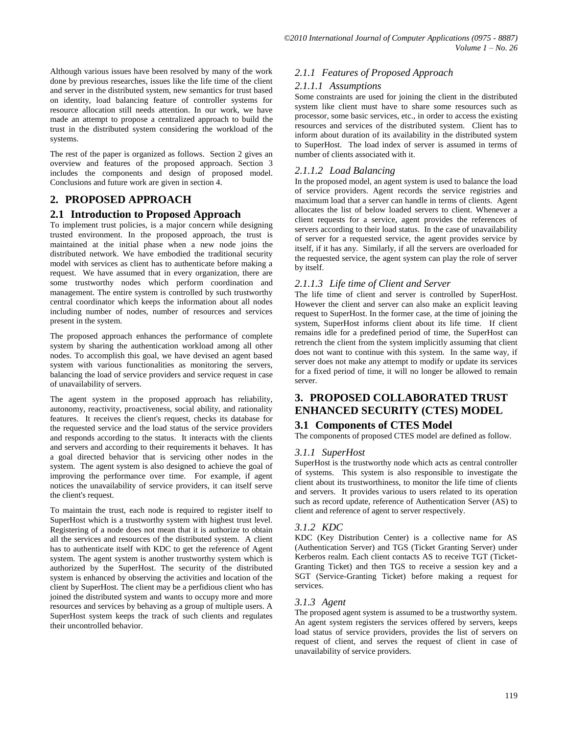Although various issues have been resolved by many of the work done by previous researches, issues like the life time of the client and server in the distributed system, new semantics for trust based on identity, load balancing feature of controller systems for resource allocation still needs attention. In our work, we have made an attempt to propose a centralized approach to build the trust in the distributed system considering the workload of the systems.

The rest of the paper is organized as follows. Section 2 gives an overview and features of the proposed approach. Section 3 includes the components and design of proposed model. Conclusions and future work are given in section 4.

## 2. PROPOSED APPROACH

### 2.1 Introduction to Proposed Approach

To implement trust policies, is a major concern while designing trusted environment. In the proposed approach, the trust is maintained at the initial phase when a new node joins the distributed network. We have embodied the traditional security model with services as client has to authenticate before making a request. We have assumed that in every organization, there are some trustworthy nodes which perform coordination and management. The entire system is controlled by such trustworthy central coordinator which keeps the information about all nodes including number of nodes, number of resources and services present in the system.

The proposed approach enhances the performance of complete system by sharing the authentication workload among all other nodes. To accomplish this goal, we have devised an agent based system with various functionalities as monitoring the servers, balancing the load of service providers and service request in case of unavailability of servers.

The agent system in the proposed approach has reliability, autonomy, reactivity, proactiveness, social ability, and rationality features. It receives the client's request, checks its database for the requested service and the load status of the service providers and responds according to the status. It interacts with the clients and servers and according to their requirements it behaves. It has a goal directed behavior that is servicing other nodes in the system. The agent system is also designed to achieve the goal of improving the performance over time. For example, if agent notices the unavailability of service providers, it can itself serve the client's request.

To maintain the trust, each node is required to register itself to SuperHost which is a trustworthy system with highest trust level. Registering of a node does not mean that it is authorize to obtain all the services and resources of the distributed system. A client has to authenticate itself with KDC to get the reference of Agent system. The agent system is another trustworthy system which is authorized by the SuperHost. The security of the distributed system is enhanced by observing the activities and location of the client by SuperHost. The client may be a perfidious client who has joined the distributed system and wants to occupy more and more resources and services by behaving as a group of multiple users. A SuperHost system keeps the track of such clients and regulates their uncontrolled behavior.

#### *2.1.1 Features of Proposed Approach*

##### *2.1.1.1 Assumptions*

Some constraints are used for joining the client in the distributed system like client must have to share some resources such as processor, some basic services, etc., in order to access the existing resources and services of the distributed system. Client has to inform about duration of its availability in the distributed system to SuperHost. The load index of server is assumed in terms of number of clients associated with it.

##### *2.1.1.2 Load Balancing*

In the proposed model, an agent system is used to balance the load of service providers. Agent records the service registries and maximum load that a server can handle in terms of clients. Agent allocates the list of below loaded servers to client. Whenever a client requests for a service, agent provides the references of servers according to their load status. In the case of unavailability of server for a requested service, the agent provides service by itself, if it has any. Similarly, if all the servers are overloaded for the requested service, the agent system can play the role of server by itself.

##### *2.1.1.3 Life time of Client and Server*

The life time of client and server is controlled by SuperHost. However the client and server can also make an explicit leaving request to SuperHost. In the former case, at the time of joining the system, SuperHost informs client about its life time. If client remains idle for a predefined period of time, the SuperHost can retrench the client from the system implicitly assuming that client does not want to continue with this system. In the same way, if server does not make any attempt to modify or update its services for a fixed period of time, it will no longer be allowed to remain server.

## 3. PROPOSED COLLABORATED TRUST ENHANCED SECURITY (CTES) MODEL

### 3.1 Components of CTES Model

The components of proposed CTES model are defined as follow.

#### *3.1.1 SuperHost*

SuperHost is the trustworthy node which acts as central controller of systems. This system is also responsible to investigate the client about its trustworthiness, to monitor the life time of clients and servers. It provides various to users related to its operation such as record update, reference of Authentication Server (AS) to client and reference of agent to server respectively.

#### *3.1.2 KDC*

KDC (Key Distribution Center) is a collective name for AS (Authentication Server) and TGS (Ticket Granting Server) under Kerberos realm. Each client contacts AS to receive TGT (Ticket-Granting Ticket) and then TGS to receive a session key and a SGT (Service-Granting Ticket) before making a request for services.

#### *3.1.3 Agent*

The proposed agent system is assumed to be a trustworthy system. An agent system registers the services offered by servers, keeps load status of service providers, provides the list of servers on request of client, and serves the request of client in case of unavailability of service providers.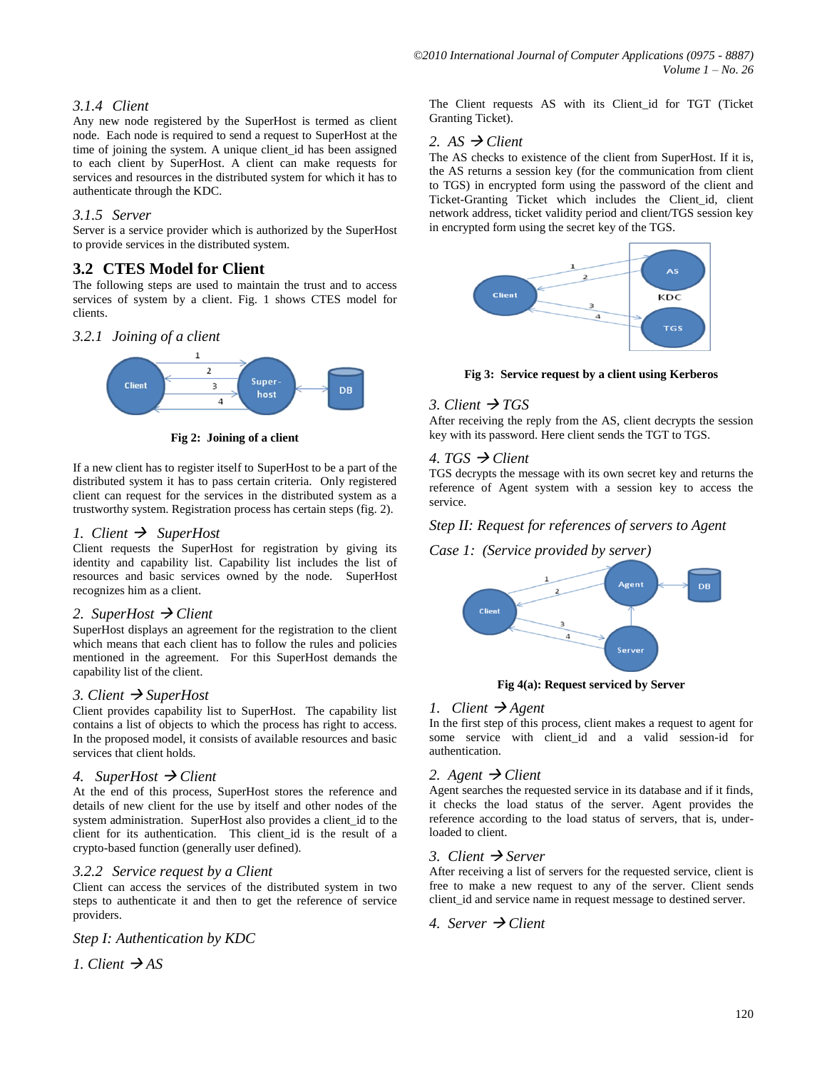#### 3.1.4 Client

Any new node registered by the SuperHost is termed as client node. Each node is required to send a request to SuperHost at the time of joining the system. A unique client_id has been assigned to each client by SuperHost. A client can make requests for services and resources in the distributed system for which it has to authenticate through the KDC.

#### 3.1.5 Server

Server is a service provider which is authorized by the SuperHost to provide services in the distributed system.

### 3.2 CTES Model for Client

The following steps are used to maintain the trust and to access services of system by a client. Fig. 1 shows CTES model for clients.

#### 3.2.1 Joining of a client

**Fig 2: Joining of a client**

If a new client has to register itself to SuperHost to be a part of the distributed system it has to pass certain criteria. Only registered client can request for the services in the distributed system as a trustworthy system. Registration process has certain steps (fig. 2).

*1. Client → SuperHost*

Client requests the SuperHost for registration by giving its identity and capability list. Capability list includes the list of resources and basic services owned by the node. SuperHost recognizes him as a client.

*2. SuperHost → Client*

SuperHost displays an agreement for the registration to the client which means that each client has to follow the rules and policies mentioned in the agreement. For this SuperHost demands the capability list of the client.

*3. Client → SuperHost*

Client provides capability list to SuperHost. The capability list contains a list of objects to which the process has right to access. In the proposed model, it consists of available resources and basic services that client holds.

*4. SuperHost → Client*

At the end of this process, SuperHost stores the reference and details of new client for the use by itself and other nodes of the system administration. SuperHost also provides a client_id to the client for its authentication. This client_id is the result of a crypto-based function (generally user defined).

#### 3.2.2 Service request by a Client

Client can access the services of the distributed system in two steps to authenticate it and then to get the reference of service providers.

*Step I: Authentication by KDC*

*1. Client → AS*

The Client requests AS with its Client_id for TGT (Ticket Granting Ticket).

*2. AS → Client*

The AS checks to existence of the client from SuperHost. If it is, the AS returns a session key (for the communication from client to TGS) in encrypted form using the password of the client and Ticket-Granting Ticket which includes the Client_id, client network address, ticket validity period and client/TGS session key in encrypted form using the secret key of the TGS.

**Fig 3: Service request by a client using Kerberos**

*3. Client → TGS*

After receiving the reply from the AS, client decrypts the session key with its password. Here client sends the TGT to TGS.

*4. TGS → Client*

TGS decrypts the message with its own secret key and returns the reference of Agent system with a session key to access the service.

*Step II: Request for references of servers to Agent*

*Case 1: (Service provided by server)*

**Fig 4(a): Request serviced by Server**

*1. Client → Agent*

In the first step of this process, client makes a request to agent for some service with client_id and a valid session-id for authentication.

*2. Agent → Client*

Agent searches the requested service in its database and if it finds, it checks the load status of the server. Agent provides the reference according to the load status of servers, that is, under-loaded to client.

*3. Client → Server*

After receiving a list of servers for the requested service, client is free to make a new request to any of the server. Client sends client_id and service name in request message to destined server.

*4. Server → Client*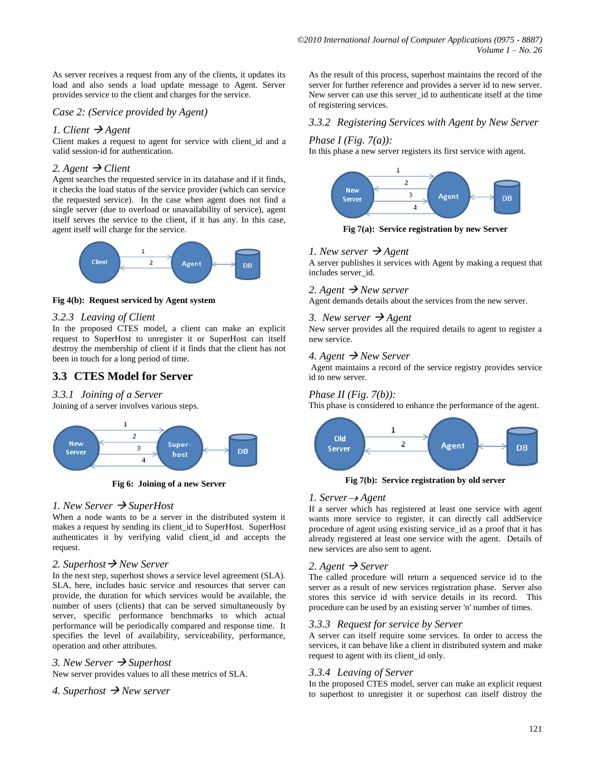As server receives a request from any of the clients, it updates its load and also sends a load update message to Agent. Server provides service to the client and charges for the service.

*Case 2: (Service provided by Agent)*

*1. Client → Agent*

Client makes a request to agent for service with client_id and a valid session-id for authentication.

*2. Agent → Client*

Agent searches the requested service in its database and if it finds, it checks the load status of the service provider (which can service the requested service). In the case when agent does not find a single server (due to overload or unavailability of service), agent itself serves the service to the client, if it has any. In this case, agent itself will charge for the service.

**Fig 4(b): Request serviced by Agent system**

### 3.2.3 Leaving of Client

In the proposed CTES model, a client can make an explicit request to SuperHost to unregister it or SuperHost can itself destroy the membership of client if it finds that the client has not been in touch for a long period of time.

## 3.3 CTES Model for Server

### 3.3.1 Joining of a Server

Joining of a server involves various steps.

**Fig 6: Joining of a new Server**

*1. New Server → SuperHost*

When a node wants to be a server in the distributed system it makes a request by sending its client_id to SuperHost. SuperHost authenticates it by verifying valid client_id and accepts the request.

*2. Superhost → New Server*

In the next step, superhost shows a service level agreement (SLA). SLA, here, includes basic service and resources that server can provide, the duration for which services would be available, the number of users (clients) that can be served simultaneously by server, specific performance benchmarks to which actual performance will be periodically compared and response time. It specifies the level of availability, serviceability, performance, operation and other attributes.

*3. New Server → Superhost*

New server provides values to all these metrics of SLA.

*4. Superhost → New server*

As the result of this process, superhost maintains the record of the server for further reference and provides a server id to new server. New server can use this server_id to authenticate itself at the time of registering services.

### 3.3.2 Registering Services with Agent by New Server

*Phase I (Fig. 7(a)):*

In this phase a new server registers its first service with agent.

**Fig 7(a): Service registration by new Server**

*1. New server → Agent*

A server publishes it services with Agent by making a request that includes server_id.

*2. Agent → New server*

Agent demands details about the services from the new server.

*3. New server → Agent*

New server provides all the required details to agent to register a new service.

*4. Agent → New Server*

Agent maintains a record of the service registry provides service id to new server.

*Phase II (Fig. 7(b)):*

This phase is considered to enhance the performance of the agent.

**Fig 7(b): Service registration by old server**

*1. Server → Agent*

If a server which has registered at least one service with agent wants more service to register, it can directly call addService procedure of agent using existing service_id as a proof that it has already registered at least one service with the agent. Details of new services are also sent to agent.

*2. Agent → Server*

The called procedure will return a sequenced service id to the server as a result of new services registration phase. Server also stores this service id with service details in its record. This procedure can be used by an existing server 'n' number of times.

### 3.3.3 Request for service by Server

A server can itself require some services. In order to access the services, it can behave like a client in distributed system and make request to agent with its client_id only.

### 3.3.4 Leaving of Server

In the proposed CTES model, server can make an explicit request to superhost to unregister it or superhost can itself distroy the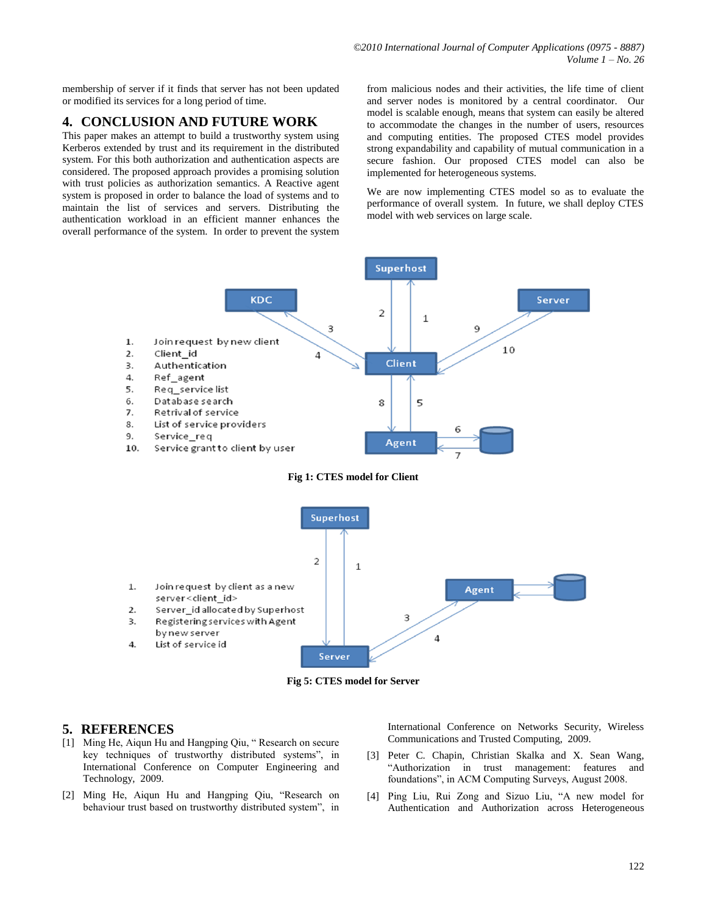membership of server if it finds that server has not been updated or modified its services for a long period of time.

## 4. CONCLUSION AND FUTURE WORK

This paper makes an attempt to build a trustworthy system using Kerberos extended by trust and its requirement in the distributed system. For this both authorization and authentication aspects are considered. The proposed approach provides a promising solution with trust policies as authorization semantics. A Reactive agent system is proposed in order to balance the load of systems and to maintain the list of services and servers. Distributing the authentication workload in an efficient manner enhances the overall performance of the system. In order to prevent the system from malicious nodes and their activities, the life time of client and server nodes is monitored by a central coordinator. Our model is scalable enough, means that system can easily be altered to accommodate the changes in the number of users, resources and computing entities. The proposed CTES model provides strong expandability and capability of mutual communication in a secure fashion. Our proposed CTES model can also be implemented for heterogeneous systems.

We are now implementing CTES model so as to evaluate the performance of overall system. In future, we shall deploy CTES model with web services on large scale.

1. Join request by new client
2. Client_id
3. Authentication
4. Ref_agent
5. Req_service list
6. Database search
7. Retrival of service
8. List of service providers
9. Service_req
10. Service grant to client by user

**Fig 1: CTES model for Client**

1. Join request by client as a new server<client_id>
2. Server_id allocated by Superhost
3. Registering services with Agent by new server
4. List of service id

**Fig 5: CTES model for Server**

## 5. REFERENCES

[1] Ming He, Aiqun Hu and Hangping Qiu, " Research on secure key techniques of trustworthy distributed systems", in International Conference on Computer Engineering and Technology, 2009.

[2] Ming He, Aiqun Hu and Hangping Qiu, "Research on behaviour trust based on trustworthy distributed system", in International Conference on Networks Security, Wireless Communications and Trusted Computing, 2009.

[3] Peter C. Chapin, Christian Skalka and X. Sean Wang, "Authorization in trust management: features and foundations", in ACM Computing Surveys, August 2008.

[4] Ping Liu, Rui Zong and Sizuo Liu, "A new model for Authentication and Authorization across Heterogeneous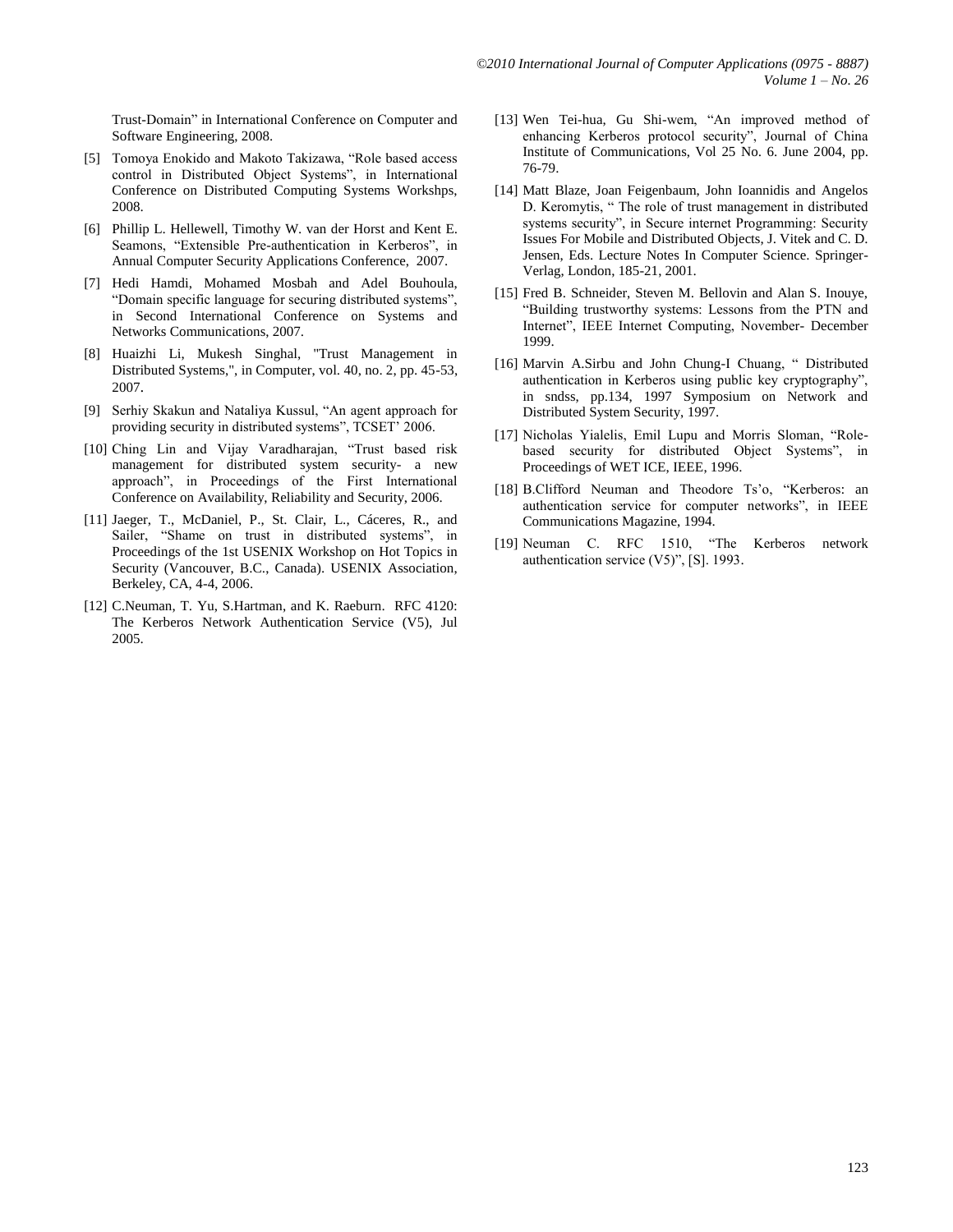Trust-Domain" in International Conference on Computer and Software Engineering, 2008.

[5] Tomoya Enokido and Makoto Takizawa, "Role based access control in Distributed Object Systems", in International Conference on Distributed Computing Systems Workshps, 2008.

[6] Phillip L. Hellewell, Timothy W. van der Horst and Kent E. Seamons, "Extensible Pre-authentication in Kerberos", in Annual Computer Security Applications Conference, 2007.

[7] Hedi Hamdi, Mohamed Mosbah and Adel Bouhoula, "Domain specific language for securing distributed systems", in Second International Conference on Systems and Networks Communications, 2007.

[8] Huaizhi Li, Mukesh Singhal, "Trust Management in Distributed Systems,", in Computer, vol. 40, no. 2, pp. 45-53, 2007.

[9] Serhiy Skakun and Nataliya Kussul, "An agent approach for providing security in distributed systems", TCSET' 2006.

[10] Ching Lin and Vijay Varadharajan, "Trust based risk management for distributed system security- a new approach", in Proceedings of the First International Conference on Availability, Reliability and Security, 2006.

[11] Jaeger, T., McDaniel, P., St. Clair, L., Cáceres, R., and Sailer, "Shame on trust in distributed systems", in Proceedings of the 1st USENIX Workshop on Hot Topics in Security (Vancouver, B.C., Canada). USENIX Association, Berkeley, CA, 4-4, 2006.

[12] C.Neuman, T. Yu, S.Hartman, and K. Raeburn. RFC 4120: The Kerberos Network Authentication Service (V5), Jul 2005.

[13] Wen Tei-hua, Gu Shi-wem, "An improved method of enhancing Kerberos protocol security", Journal of China Institute of Communications, Vol 25 No. 6. June 2004, pp. 76-79.

[14] Matt Blaze, Joan Feigenbaum, John Ioannidis and Angelos D. Keromytis, " The role of trust management in distributed systems security", in Secure internet Programming: Security Issues For Mobile and Distributed Objects, J. Vitek and C. D. Jensen, Eds. Lecture Notes In Computer Science. Springer-Verlag, London, 185-21, 2001.

[15] Fred B. Schneider, Steven M. Bellovin and Alan S. Inouye, "Building trustworthy systems: Lessons from the PTN and Internet", IEEE Internet Computing, November- December 1999.

[16] Marvin A.Sirbu and John Chung-I Chuang, " Distributed authentication in Kerberos using public key cryptography", in sndss, pp.134, 1997 Symposium on Network and Distributed System Security, 1997.

[17] Nicholas Yialelis, Emil Lupu and Morris Sloman, "Role-based security for distributed Object Systems", in Proceedings of WET ICE, IEEE, 1996.

[18] B.Clifford Neuman and Theodore Ts'o, "Kerberos: an authentication service for computer networks", in IEEE Communications Magazine, 1994.

[19] Neuman C. RFC 1510, "The Kerberos network authentication service (V5)", [S]. 1993.